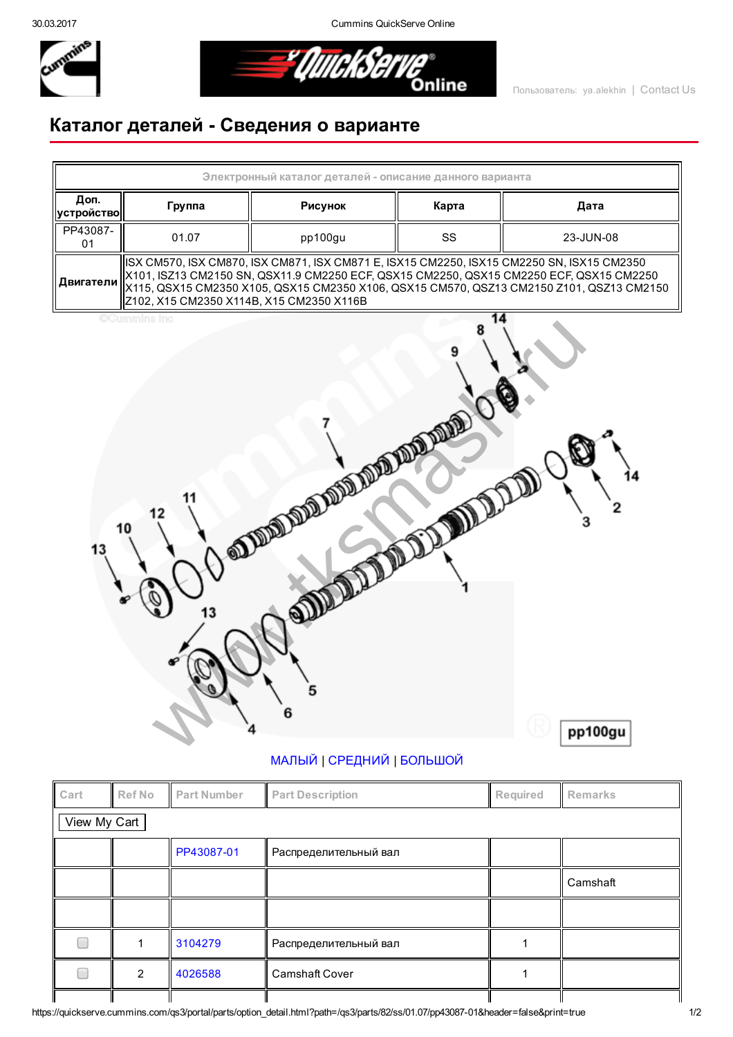# Каталог деталей - Сведения о варианте

| Электронный каталог деталей - описание данного варианта | | | | |
|---|---|---|---|---|
| Доп. устройство | Группа | Рисунок | Карта | Дата |
| PP43087-01 | 01.07 | pp100gu | SS | 23-JUN-08 |
| Двигатели | ISX CM570, ISX CM870, ISX CM871, ISX CM871 E, ISX15 CM2250, ISX15 CM2250 SN, ISX15 CM2350 X101, ISZ13 CM2150 SN, QSX11.9 CM2250 ECF, QSX15 CM2250, QSX15 CM2250 ECF, QSX15 CM2350 X115, QSX15 CM2350 X105, QSX15 CM2350 X106, QSX15 CM570, QSZ13 CM2150 Z101, QSZ13 CM2150 Z102, X15 CM2350 X114B, X15 CM2350 X116B | | | |

МАЛЫЙ | СРЕДНИЙ | БОЛЬШОЙ

| Cart | Ref No | Part Number | Part Description | Required | Remarks |
|---|---|---|---|---|---|
| View My Cart | | | | | |
| | | PP43087-01 | Распределительный вал | | |
| | | | | | Camshaft |
| | | | | | |
| ☐ | 1 | 3104279 | Распределительный вал | 1 | |
| ☐ | 2 | 4026588 | Camshaft Cover | 1 | |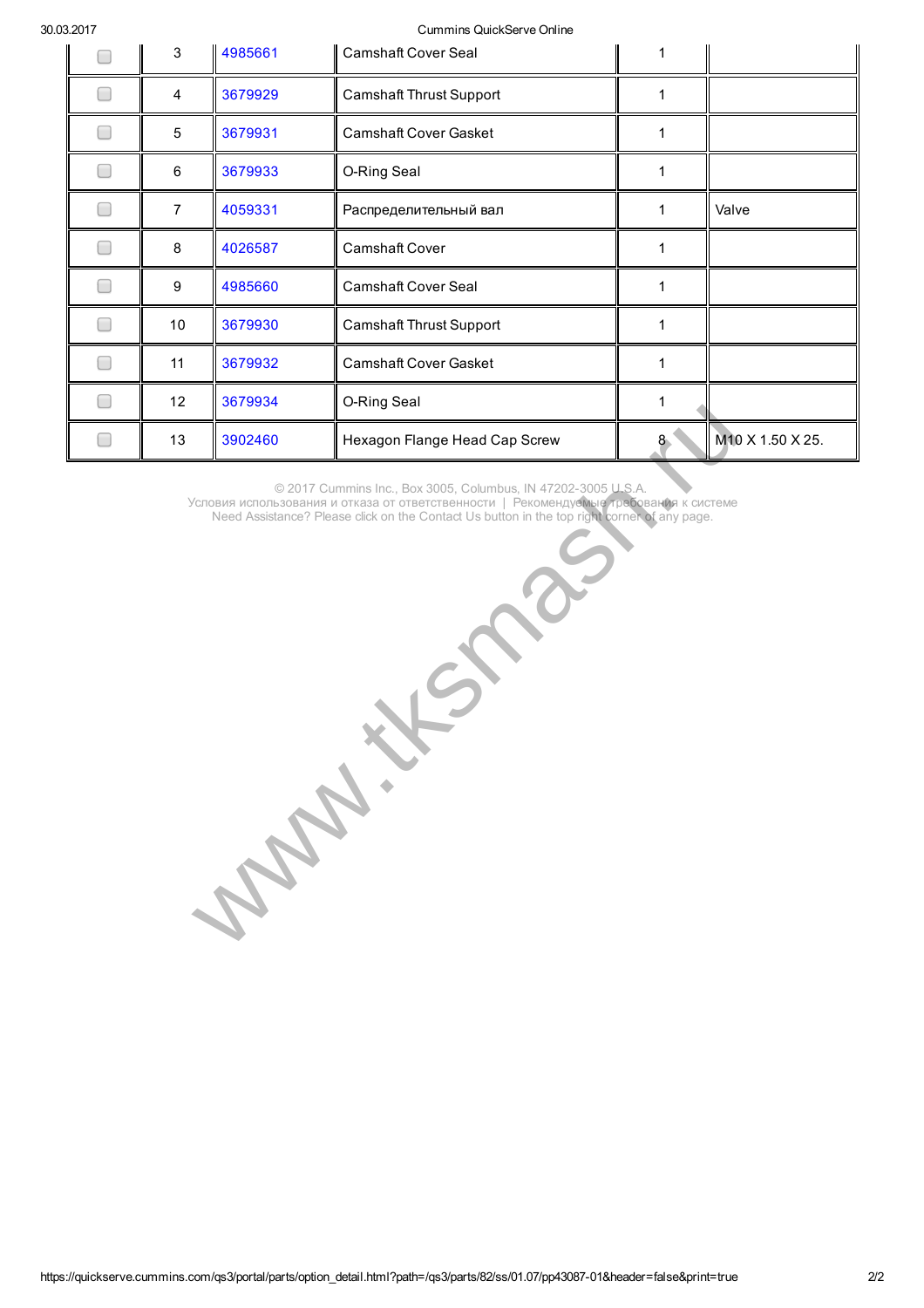| | | | | | |
|---|---|---|---|---|---|
| ☐ | 3 | 4985661 | Camshaft Cover Seal | 1 | |
| ☐ | 4 | 3679929 | Camshaft Thrust Support | 1 | |
| ☐ | 5 | 3679931 | Camshaft Cover Gasket | 1 | |
| ☐ | 6 | 3679933 | O-Ring Seal | 1 | |
| ☐ | 7 | 4059331 | Распределительный вал | 1 | Valve |
| ☐ | 8 | 4026587 | Camshaft Cover | 1 | |
| ☐ | 9 | 4985660 | Camshaft Cover Seal | 1 | |
| ☐ | 10 | 3679930 | Camshaft Thrust Support | 1 | |
| ☐ | 11 | 3679932 | Camshaft Cover Gasket | 1 | |
| ☐ | 12 | 3679934 | O-Ring Seal | 1 | |
| ☐ | 13 | 3902460 | Hexagon Flange Head Cap Screw | 8 | M10 X 1.50 X 25. |

© 2017 Cummins Inc., Box 3005, Columbus, IN 47202-3005 U.S.A.
Условия использования и отказа от ответственности | Рекомендуемые требования к системе
Need Assistance? Please click on the Contact Us button in the top right corner of any page.